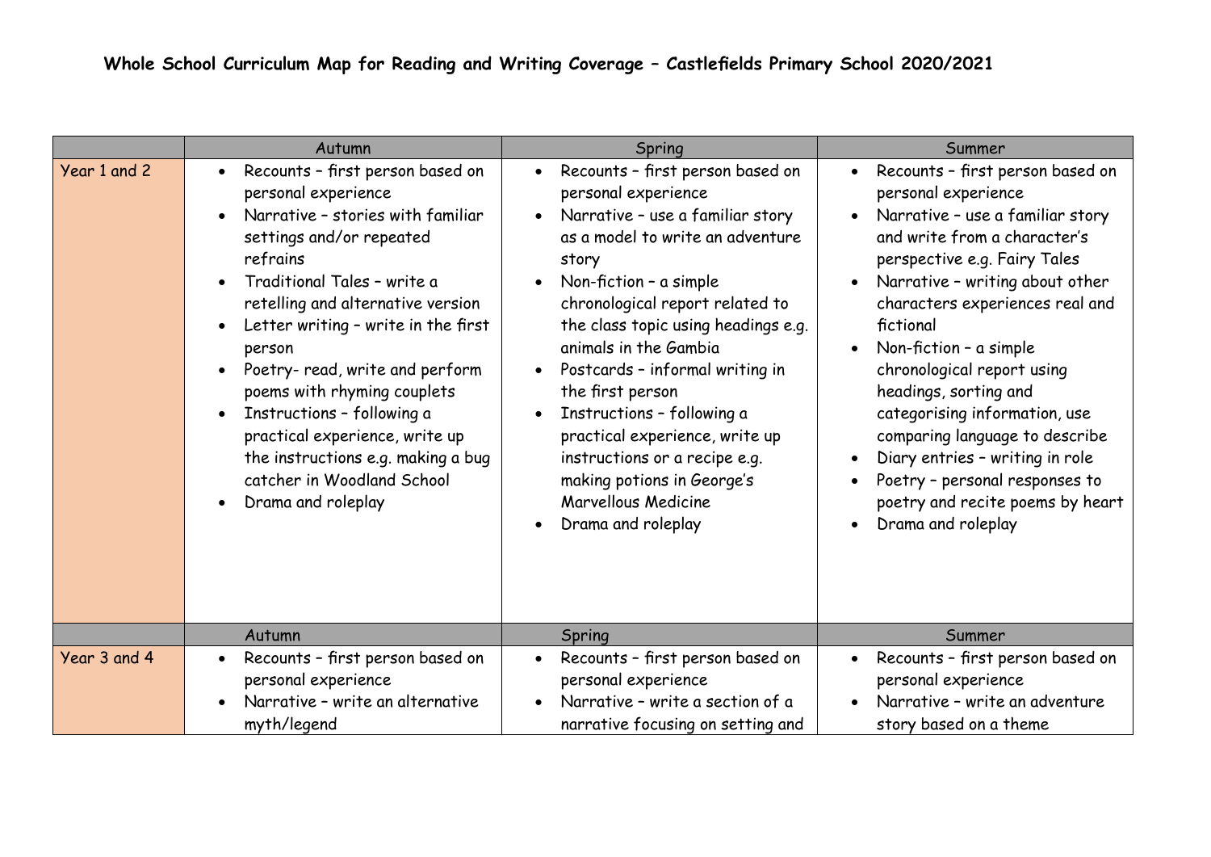# Whole School Curriculum Map for Reading and Writing Coverage – Castlefields Primary School 2020/2021

| | Autumn | Spring | Summer |
|---|---|---|---|
| Year 1 and 2 | • Recounts – first person based on personal experience<br>• Narrative – stories with familiar settings and/or repeated refrains<br>• Traditional Tales – write a retelling and alternative version<br>• Letter writing – write in the first person<br>• Poetry- read, write and perform poems with rhyming couplets<br>• Instructions – following a practical experience, write up the instructions e.g. making a bug catcher in Woodland School<br>• Drama and roleplay | • Recounts – first person based on personal experience<br>• Narrative – use a familiar story as a model to write an adventure story<br>• Non-fiction – a simple chronological report related to the class topic using headings e.g. animals in the Gambia<br>• Postcards – informal writing in the first person<br>• Instructions – following a practical experience, write up instructions or a recipe e.g. making potions in George's Marvellous Medicine<br>• Drama and roleplay | • Recounts – first person based on personal experience<br>• Narrative – use a familiar story and write from a character's perspective e.g. Fairy Tales<br>• Narrative – writing about other characters experiences real and fictional<br>• Non-fiction – a simple chronological report using headings, sorting and categorising information, use comparing language to describe<br>• Diary entries – writing in role<br>• Poetry – personal responses to poetry and recite poems by heart<br>• Drama and roleplay |
| | Autumn | Spring | Summer |
| Year 3 and 4 | • Recounts – first person based on personal experience<br>• Narrative – write an alternative myth/legend | • Recounts – first person based on personal experience<br>• Narrative – write a section of a narrative focusing on setting and | • Recounts – first person based on personal experience<br>• Narrative – write an adventure story based on a theme |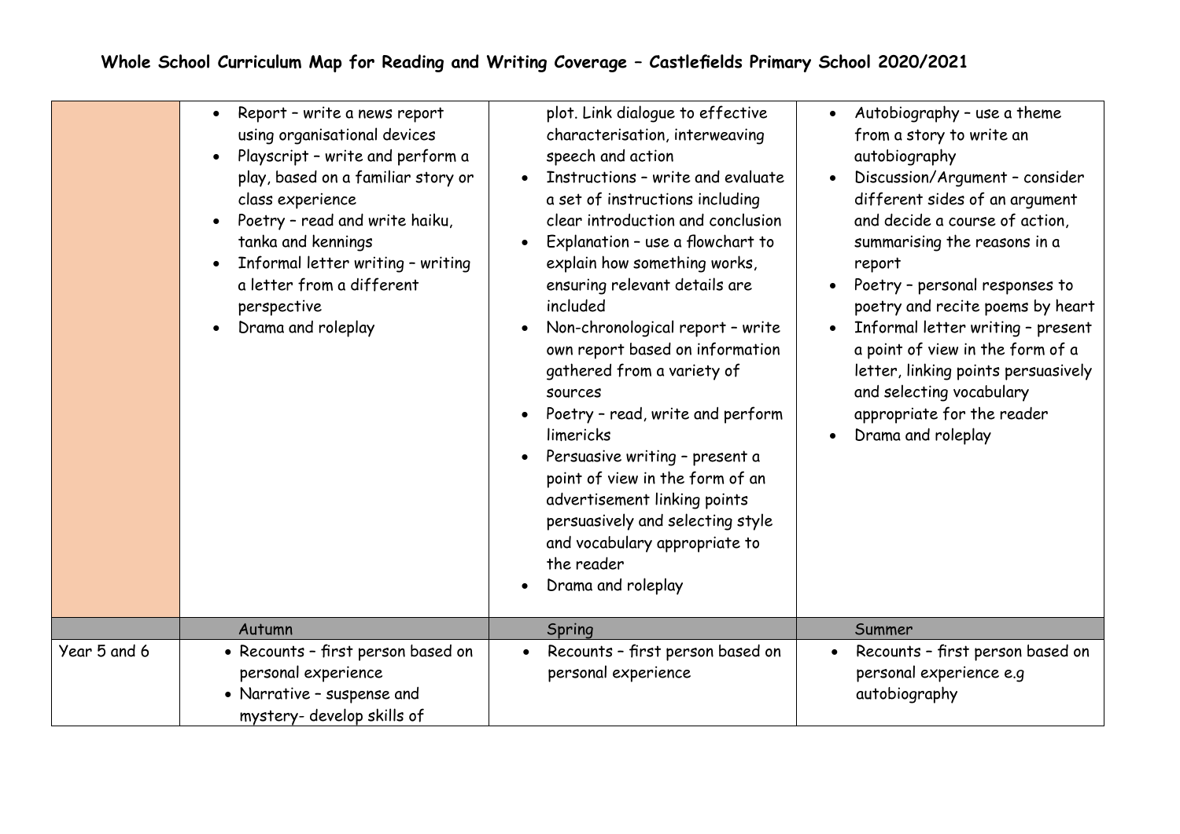# Whole School Curriculum Map for Reading and Writing Coverage – Castlefields Primary School 2020/2021

| | | | |
|---|---|---|---|
| | • Report – write a news report using organisational devices<br>• Playscript – write and perform a play, based on a familiar story or class experience<br>• Poetry – read and write haiku, tanka and kennings<br>• Informal letter writing – writing a letter from a different perspective<br>• Drama and roleplay | plot. Link dialogue to effective characterisation, interweaving speech and action<br>• Instructions – write and evaluate a set of instructions including clear introduction and conclusion<br>• Explanation – use a flowchart to explain how something works, ensuring relevant details are included<br>• Non-chronological report – write own report based on information gathered from a variety of sources<br>• Poetry – read, write and perform limericks<br>• Persuasive writing – present a point of view in the form of an advertisement linking points persuasively and selecting style and vocabulary appropriate to the reader<br>• Drama and roleplay | • Autobiography – use a theme from a story to write an autobiography<br>• Discussion/Argument – consider different sides of an argument and decide a course of action, summarising the reasons in a report<br>• Poetry – personal responses to poetry and recite poems by heart<br>• Informal letter writing – present a point of view in the form of a letter, linking points persuasively and selecting vocabulary appropriate for the reader<br>• Drama and roleplay |
| | Autumn | Spring | Summer |
| Year 5 and 6 | • Recounts – first person based on personal experience<br>• Narrative – suspense and mystery- develop skills of | • Recounts – first person based on personal experience | • Recounts – first person based on personal experience e.g autobiography |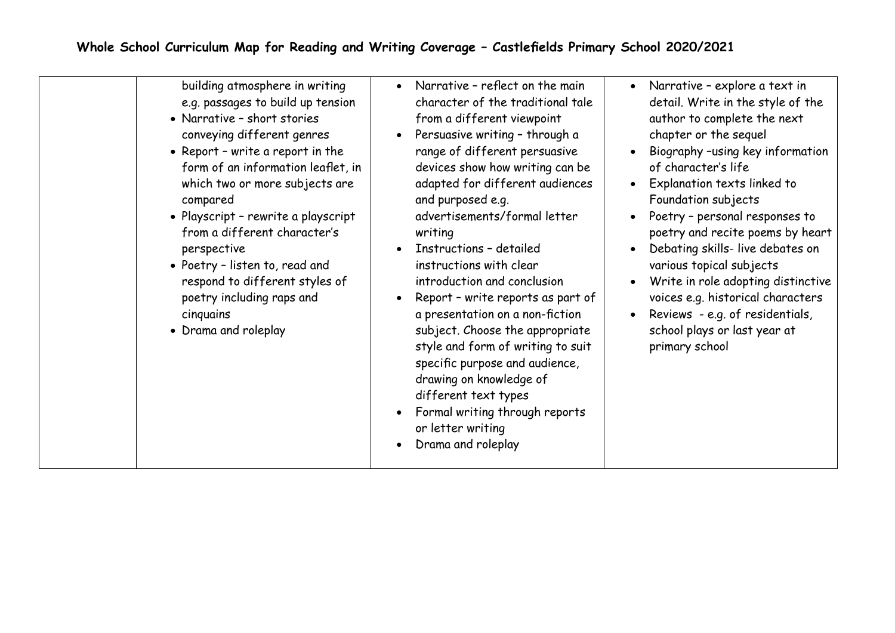## Whole School Curriculum Map for Reading and Writing Coverage – Castlefields Primary School 2020/2021

| | | | |
|---|---|---|---|
| | building atmosphere in writing e.g. passages to build up tension<br>• Narrative – short stories conveying different genres<br>• Report – write a report in the form of an information leaflet, in which two or more subjects are compared<br>• Playscript – rewrite a playscript from a different character's perspective<br>• Poetry – listen to, read and respond to different styles of poetry including raps and cinquains<br>• Drama and roleplay | • Narrative – reflect on the main character of the traditional tale from a different viewpoint<br>• Persuasive writing – through a range of different persuasive devices show how writing can be adapted for different audiences and purposed e.g. advertisements/formal letter writing<br>• Instructions – detailed instructions with clear introduction and conclusion<br>• Report – write reports as part of a presentation on a non-fiction subject. Choose the appropriate style and form of writing to suit specific purpose and audience, drawing on knowledge of different text types<br>• Formal writing through reports or letter writing<br>• Drama and roleplay | • Narrative – explore a text in detail. Write in the style of the author to complete the next chapter or the sequel<br>• Biography –using key information of character's life<br>• Explanation texts linked to Foundation subjects<br>• Poetry – personal responses to poetry and recite poems by heart<br>• Debating skills- live debates on various topical subjects<br>• Write in role adopting distinctive voices e.g. historical characters<br>• Reviews - e.g. of residentials, school plays or last year at primary school |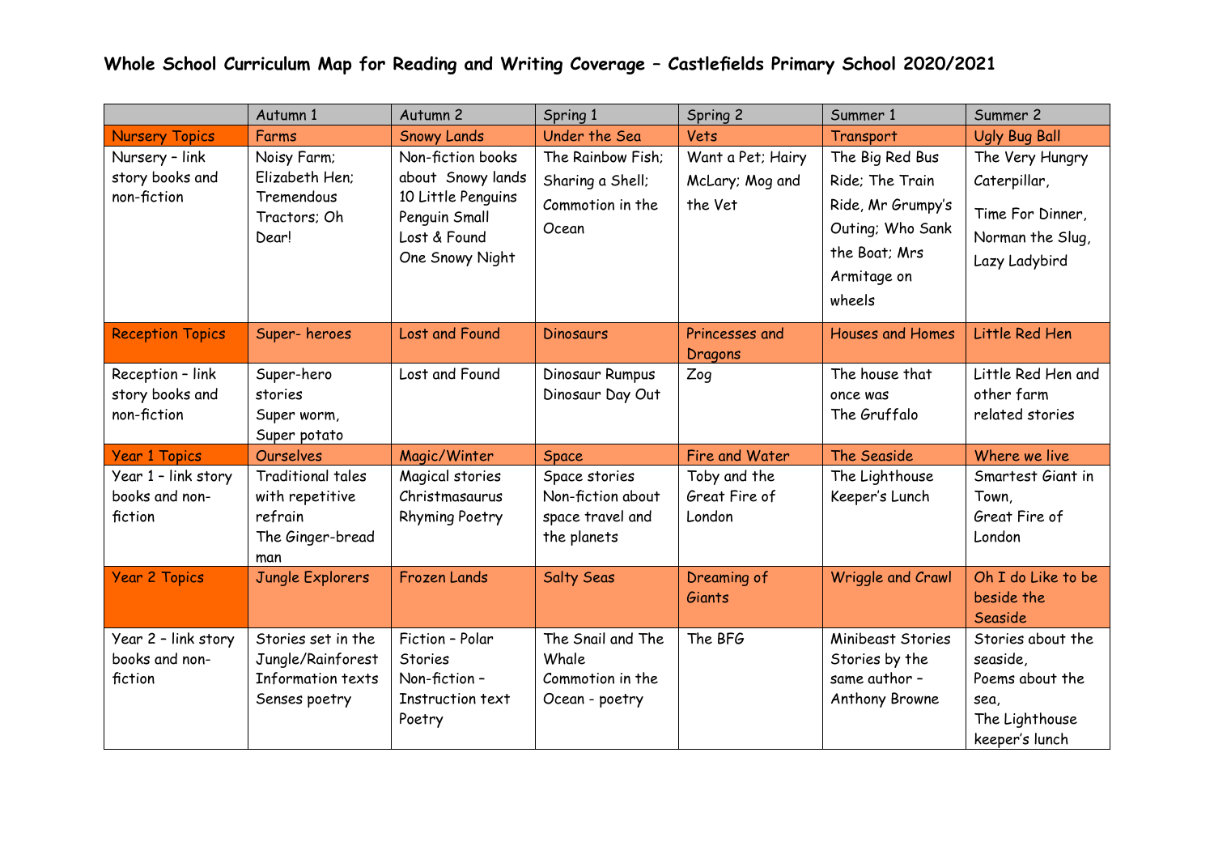# Whole School Curriculum Map for Reading and Writing Coverage – Castlefields Primary School 2020/2021

| | Autumn 1 | Autumn 2 | Spring 1 | Spring 2 | Summer 1 | Summer 2 |
|---|---|---|---|---|---|---|
| Nursery Topics | Farms | Snowy Lands | Under the Sea | Vets | Transport | Ugly Bug Ball |
| Nursery – link story books and non-fiction | Noisy Farm; Elizabeth Hen; Tremendous Tractors; Oh Dear! | Non-fiction books about Snowy lands<br>10 Little Penguins<br>Penguin Small<br>Lost & Found<br>One Snowy Night | The Rainbow Fish; Sharing a Shell; Commotion in the Ocean | Want a Pet; Hairy McLary; Mog and the Vet | The Big Red Bus Ride; The Train Ride, Mr Grumpy's Outing; Who Sank the Boat; Mrs Armitage on wheels | The Very Hungry Caterpillar,<br>Time For Dinner, Norman the Slug, Lazy Ladybird |
| Reception Topics | Super- heroes | Lost and Found | Dinosaurs | Princesses and Dragons | Houses and Homes | Little Red Hen |
| Reception – link story books and non-fiction | Super-hero stories<br>Super worm, Super potato | Lost and Found | Dinosaur Rumpus<br>Dinosaur Day Out | Zog | The house that once was<br>The Gruffalo | Little Red Hen and other farm related stories |
| Year 1 Topics | Ourselves | Magic/Winter | Space | Fire and Water | The Seaside | Where we live |
| Year 1 – link story books and non-fiction | Traditional tales with repetitive refrain<br>The Ginger-bread man | Magical stories<br>Christmasaurus<br>Rhyming Poetry | Space stories<br>Non-fiction about space travel and the planets | Toby and the Great Fire of London | The Lighthouse Keeper's Lunch | Smartest Giant in Town,<br>Great Fire of London |
| Year 2 Topics | Jungle Explorers | Frozen Lands | Salty Seas | Dreaming of Giants | Wriggle and Crawl | Oh I do Like to be beside the Seaside |
| Year 2 – link story books and non-fiction | Stories set in the Jungle/Rainforest<br>Information texts<br>Senses poetry | Fiction – Polar Stories<br>Non-fiction – Instruction text<br>Poetry | The Snail and The Whale<br>Commotion in the Ocean - poetry | The BFG | Minibeast Stories<br>Stories by the same author – Anthony Browne | Stories about the seaside,<br>Poems about the sea,<br>The Lighthouse keeper's lunch |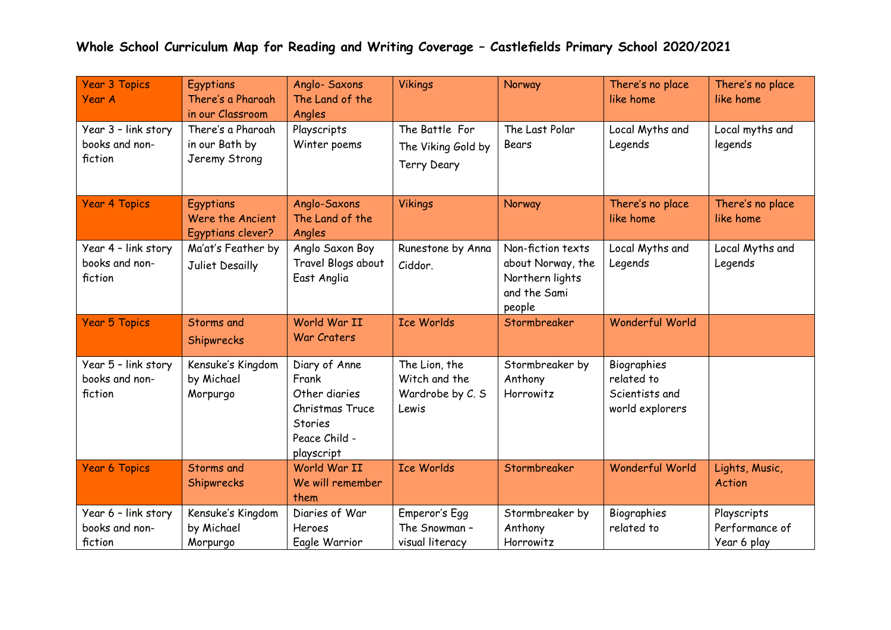# Whole School Curriculum Map for Reading and Writing Coverage – Castlefields Primary School 2020/2021

| Year 3 Topics Year A | Egyptians There's a Pharoah in our Classroom | Anglo- Saxons The Land of the Angles | Vikings | Norway | There's no place like home | There's no place like home |
|---|---|---|---|---|---|---|
| Year 3 – link story books and non-fiction | There's a Pharoah in our Bath by Jeremy Strong | Playscripts Winter poems | The Battle For The Viking Gold by Terry Deary | The Last Polar Bears | Local Myths and Legends | Local myths and legends |
| Year 4 Topics | Egyptians Were the Ancient Egyptians clever? | Anglo-Saxons The Land of the Angles | Vikings | Norway | There's no place like home | There's no place like home |
| Year 4 – link story books and non-fiction | Ma'at's Feather by Juliet Desailly | Anglo Saxon Boy Travel Blogs about East Anglia | Runestone by Anna Ciddor. | Non-fiction texts about Norway, the Northern lights and the Sami people | Local Myths and Legends | Local Myths and Legends |
| Year 5 Topics | Storms and Shipwrecks | World War II War Craters | Ice Worlds | Stormbreaker | Wonderful World | |
| Year 5 – link story books and non-fiction | Kensuke's Kingdom by Michael Morpurgo | Diary of Anne Frank Other diaries Christmas Truce Stories Peace Child - playscript | The Lion, the Witch and the Wardrobe by C. S Lewis | Stormbreaker by Anthony Horrowitz | Biographies related to Scientists and world explorers | |
| Year 6 Topics | Storms and Shipwrecks | World War II We will remember them | Ice Worlds | Stormbreaker | Wonderful World | Lights, Music, Action |
| Year 6 – link story books and non-fiction | Kensuke's Kingdom by Michael Morpurgo | Diaries of War Heroes Eagle Warrior | Emperor's Egg The Snowman – visual literacy | Stormbreaker by Anthony Horrowitz | Biographies related to | Playscripts Performance of Year 6 play |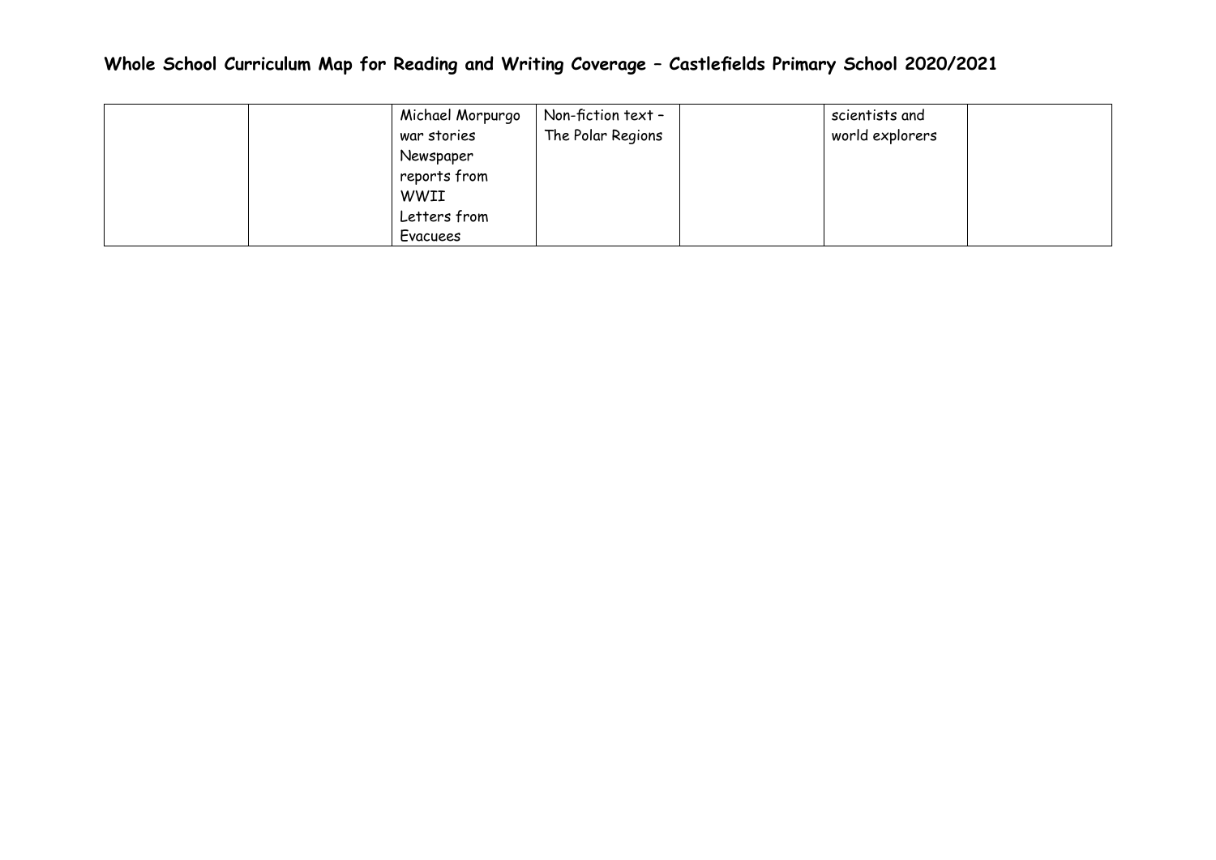# Whole School Curriculum Map for Reading and Writing Coverage – Castlefields Primary School 2020/2021

| | | | | | | |
|---|---|---|---|---|---|---|
| | | Michael Morpurgo war stories<br>Newspaper reports from WWII<br>Letters from Evacuees | Non-fiction text – The Polar Regions | | scientists and world explorers | |